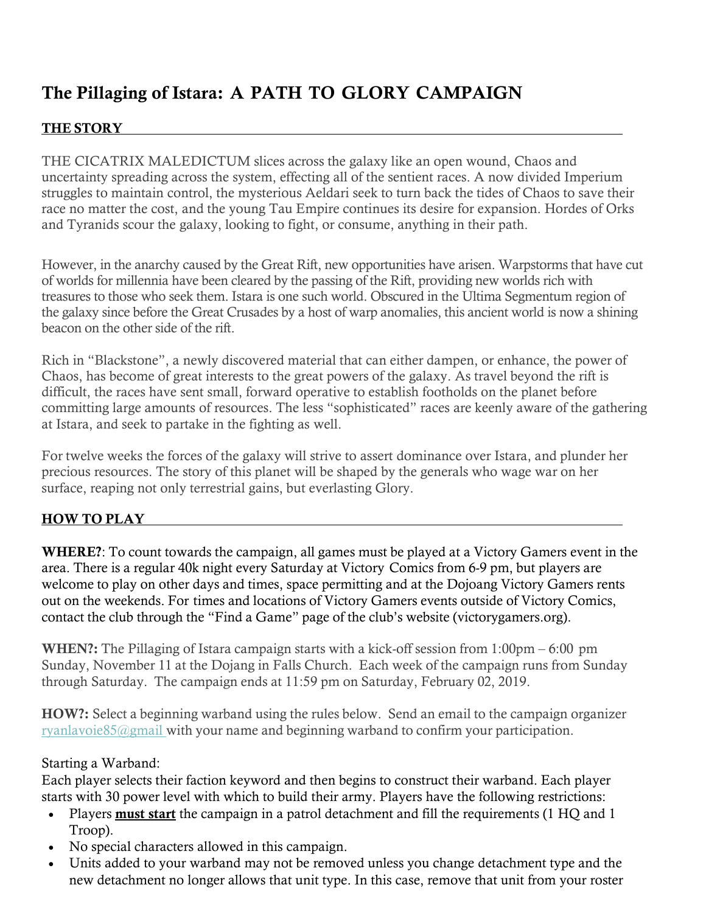# The Pillaging of Istara: A PATH TO GLORY CAMPAIGN

## THE STORY

THE CICATRIX MALEDICTUM slices across the galaxy like an open wound, Chaos and uncertainty spreading across the system, effecting all of the sentient races. A now divided Imperium struggles to maintain control, the mysterious Aeldari seek to turn back the tides of Chaos to save their race no matter the cost, and the young Tau Empire continues its desire for expansion. Hordes of Orks and Tyranids scour the galaxy, looking to fight, or consume, anything in their path.

However, in the anarchy caused by the Great Rift, new opportunities have arisen. Warpstorms that have cut of worlds for millennia have been cleared by the passing of the Rift, providing new worlds rich with treasures to those who seek them. Istara is one such world. Obscured in the Ultima Segmentum region of the galaxy since before the Great Crusades by a host of warp anomalies, this ancient world is now a shining beacon on the other side of the rift.

Rich in "Blackstone", a newly discovered material that can either dampen, or enhance, the power of Chaos, has become of great interests to the great powers of the galaxy. As travel beyond the rift is difficult, the races have sent small, forward operative to establish footholds on the planet before committing large amounts of resources. The less "sophisticated" races are keenly aware of the gathering at Istara, and seek to partake in the fighting as well.

For twelve weeks the forces of the galaxy will strive to assert dominance over Istara, and plunder her precious resources. The story of this planet will be shaped by the generals who wage war on her surface, reaping not only terrestrial gains, but everlasting Glory.

## HOW TO PLAY

**WHERE?**: To count towards the campaign, all games must be played at a Victory Gamers event in the area. There is a regular 40k night every Saturday at Victory Comics from 6-9 pm, but players are welcome to play on other days and times, space permitting and at the Dojoang Victory Gamers rents out on the weekends. For times and locations of Victory Gamers events outside of Victory Comics, contact the club through the "Find a Game" page of the club's website (victorygamers.org).

**WHEN?:** The Pillaging of Istara campaign starts with a kick-off session from 1:00pm – 6:00 pm Sunday, November 11 at the Dojang in Falls Church. Each week of the campaign runs from Sunday through Saturday. The campaign ends at 11:59 pm on Saturday, February 02, 2019.

**HOW?:** Select a beginning warband using the rules below. Send an email to the campaign organizer ryanlavoie85@gmail with your name and beginning warband to confirm your participation.

Starting a Warband:
Each player selects their faction keyword and then begins to construct their warband. Each player starts with 30 power level with which to build their army. Players have the following restrictions:

- Players **must start** the campaign in a patrol detachment and fill the requirements (1 HQ and 1 Troop).
- No special characters allowed in this campaign.
- Units added to your warband may not be removed unless you change detachment type and the new detachment no longer allows that unit type. In this case, remove that unit from your roster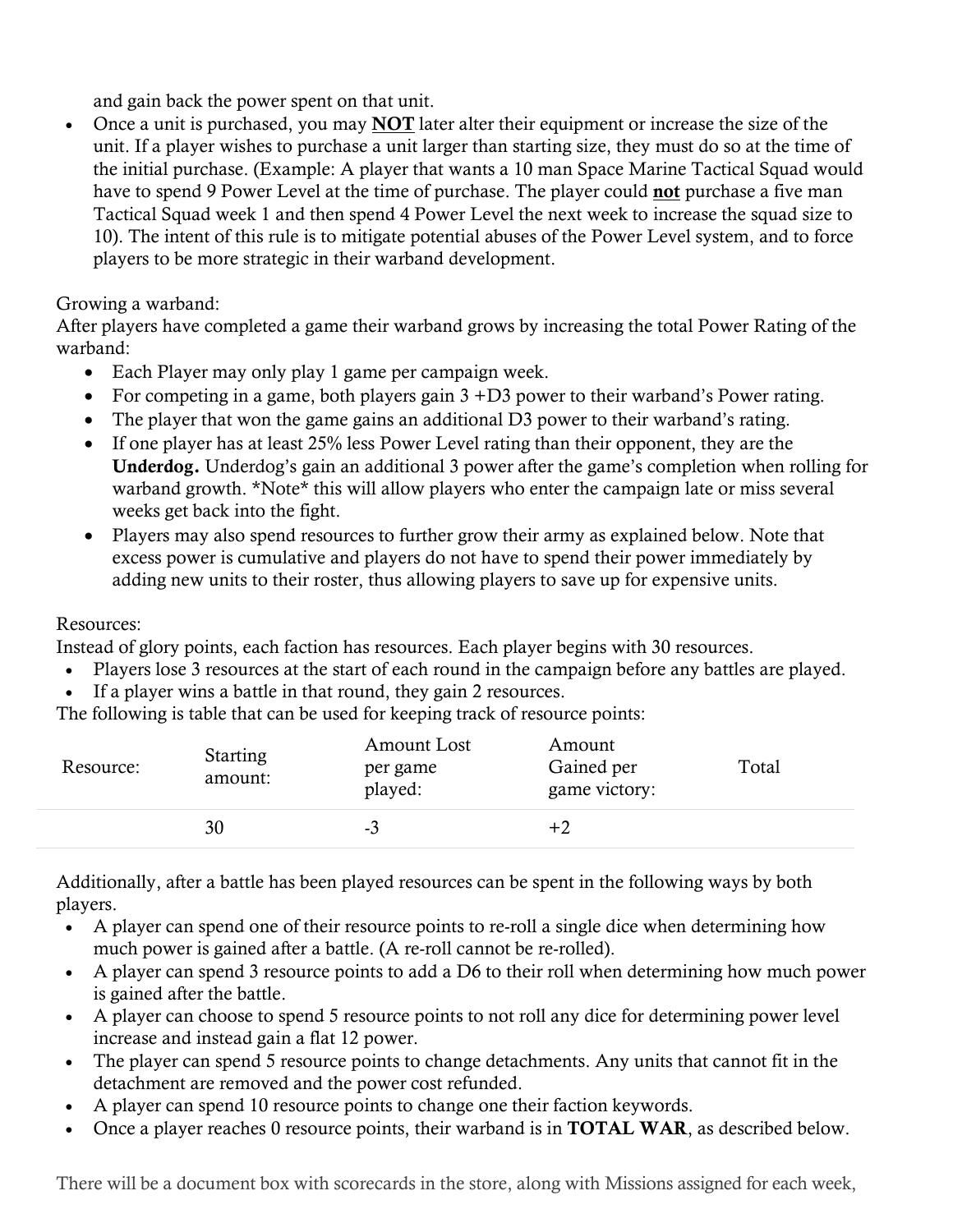and gain back the power spent on that unit.

- Once a unit is purchased, you may **NOT** later alter their equipment or increase the size of the unit. If a player wishes to purchase a unit larger than starting size, they must do so at the time of the initial purchase. (Example: A player that wants a 10 man Space Marine Tactical Squad would have to spend 9 Power Level at the time of purchase. The player could **not** purchase a five man Tactical Squad week 1 and then spend 4 Power Level the next week to increase the squad size to 10). The intent of this rule is to mitigate potential abuses of the Power Level system, and to force players to be more strategic in their warband development.

Growing a warband:
After players have completed a game their warband grows by increasing the total Power Rating of the warband:

- Each Player may only play 1 game per campaign week.
- For competing in a game, both players gain 3 +D3 power to their warband's Power rating.
- The player that won the game gains an additional D3 power to their warband's rating.
- If one player has at least 25% less Power Level rating than their opponent, they are the **Underdog.** Underdog's gain an additional 3 power after the game's completion when rolling for warband growth. *Note* this will allow players who enter the campaign late or miss several weeks get back into the fight.
- Players may also spend resources to further grow their army as explained below. Note that excess power is cumulative and players do not have to spend their power immediately by adding new units to their roster, thus allowing players to save up for expensive units.

Resources:
Instead of glory points, each faction has resources. Each player begins with 30 resources.

- Players lose 3 resources at the start of each round in the campaign before any battles are played.
- If a player wins a battle in that round, they gain 2 resources.

The following is table that can be used for keeping track of resource points:

| Resource: | Starting amount: | Amount Lost per game played: | Amount Gained per game victory: | Total |
|---|---|---|---|---|
| | 30 | -3 | +2 | |

Additionally, after a battle has been played resources can be spent in the following ways by both players.

- A player can spend one of their resource points to re-roll a single dice when determining how much power is gained after a battle. (A re-roll cannot be re-rolled).
- A player can spend 3 resource points to add a D6 to their roll when determining how much power is gained after the battle.
- A player can choose to spend 5 resource points to not roll any dice for determining power level increase and instead gain a flat 12 power.
- The player can spend 5 resource points to change detachments. Any units that cannot fit in the detachment are removed and the power cost refunded.
- A player can spend 10 resource points to change one their faction keywords.
- Once a player reaches 0 resource points, their warband is in **TOTAL WAR**, as described below.

There will be a document box with scorecards in the store, along with Missions assigned for each week,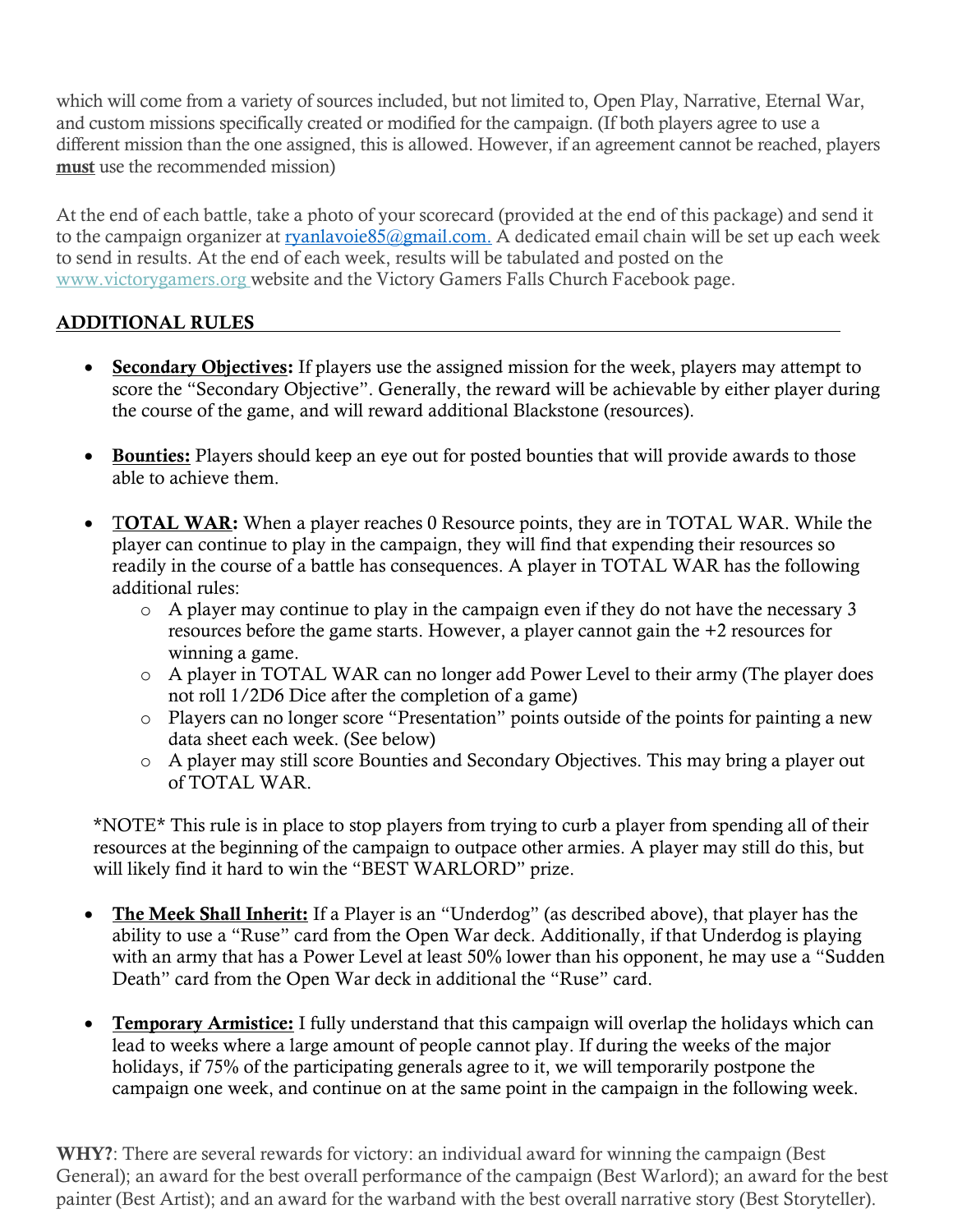which will come from a variety of sources included, but not limited to, Open Play, Narrative, Eternal War, and custom missions specifically created or modified for the campaign. (If both players agree to use a different mission than the one assigned, this is allowed. However, if an agreement cannot be reached, players **must** use the recommended mission)

At the end of each battle, take a photo of your scorecard (provided at the end of this package) and send it to the campaign organizer at ryanlavoie85@gmail.com. A dedicated email chain will be set up each week to send in results. At the end of each week, results will be tabulated and posted on the www.victorygamers.org website and the Victory Gamers Falls Church Facebook page.

## ADDITIONAL RULES

- **Secondary Objectives:** If players use the assigned mission for the week, players may attempt to score the "Secondary Objective". Generally, the reward will be achievable by either player during the course of the game, and will reward additional Blackstone (resources).

- **Bounties:** Players should keep an eye out for posted bounties that will provide awards to those able to achieve them.

- **TOTAL WAR:** When a player reaches 0 Resource points, they are in TOTAL WAR. While the player can continue to play in the campaign, they will find that expending their resources so readily in the course of a battle has consequences. A player in TOTAL WAR has the following additional rules:
  - A player may continue to play in the campaign even if they do not have the necessary 3 resources before the game starts. However, a player cannot gain the +2 resources for winning a game.
  - A player in TOTAL WAR can no longer add Power Level to their army (The player does not roll 1/2D6 Dice after the completion of a game)
  - Players can no longer score "Presentation" points outside of the points for painting a new data sheet each week. (See below)
  - A player may still score Bounties and Secondary Objectives. This may bring a player out of TOTAL WAR.

  *NOTE* This rule is in place to stop players from trying to curb a player from spending all of their resources at the beginning of the campaign to outpace other armies. A player may still do this, but will likely find it hard to win the "BEST WARLORD" prize.

- **The Meek Shall Inherit:** If a Player is an "Underdog" (as described above), that player has the ability to use a "Ruse" card from the Open War deck. Additionally, if that Underdog is playing with an army that has a Power Level at least 50% lower than his opponent, he may use a "Sudden Death" card from the Open War deck in additional the "Ruse" card.

- **Temporary Armistice:** I fully understand that this campaign will overlap the holidays which can lead to weeks where a large amount of people cannot play. If during the weeks of the major holidays, if 75% of the participating generals agree to it, we will temporarily postpone the campaign one week, and continue on at the same point in the campaign in the following week.

**WHY?**: There are several rewards for victory: an individual award for winning the campaign (Best General); an award for the best overall performance of the campaign (Best Warlord); an award for the best painter (Best Artist); and an award for the warband with the best overall narrative story (Best Storyteller).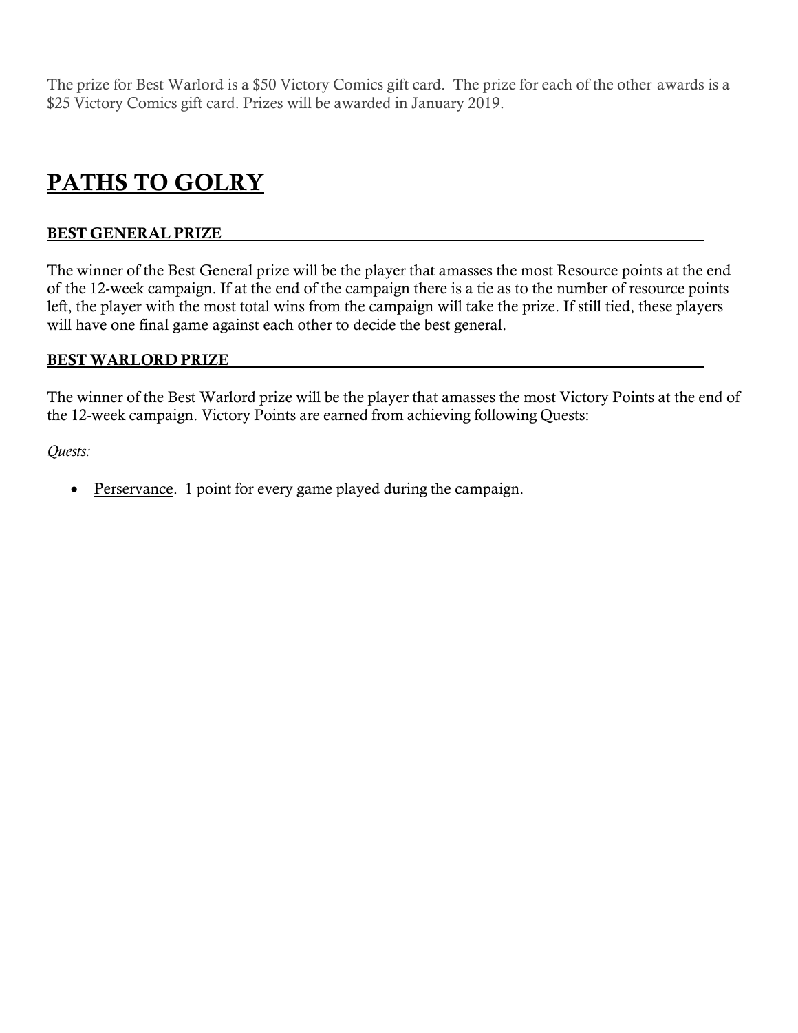The prize for Best Warlord is a $50 Victory Comics gift card. The prize for each of the other awards is a $25 Victory Comics gift card. Prizes will be awarded in January 2019.

# PATHS TO GOLRY

### BEST GENERAL PRIZE

The winner of the Best General prize will be the player that amasses the most Resource points at the end of the 12-week campaign. If at the end of the campaign there is a tie as to the number of resource points left, the player with the most total wins from the campaign will take the prize. If still tied, these players will have one final game against each other to decide the best general.

### BEST WARLORD PRIZE

The winner of the Best Warlord prize will be the player that amasses the most Victory Points at the end of the 12-week campaign. Victory Points are earned from achieving following Quests:

*Quests:*

- Perservance. 1 point for every game played during the campaign.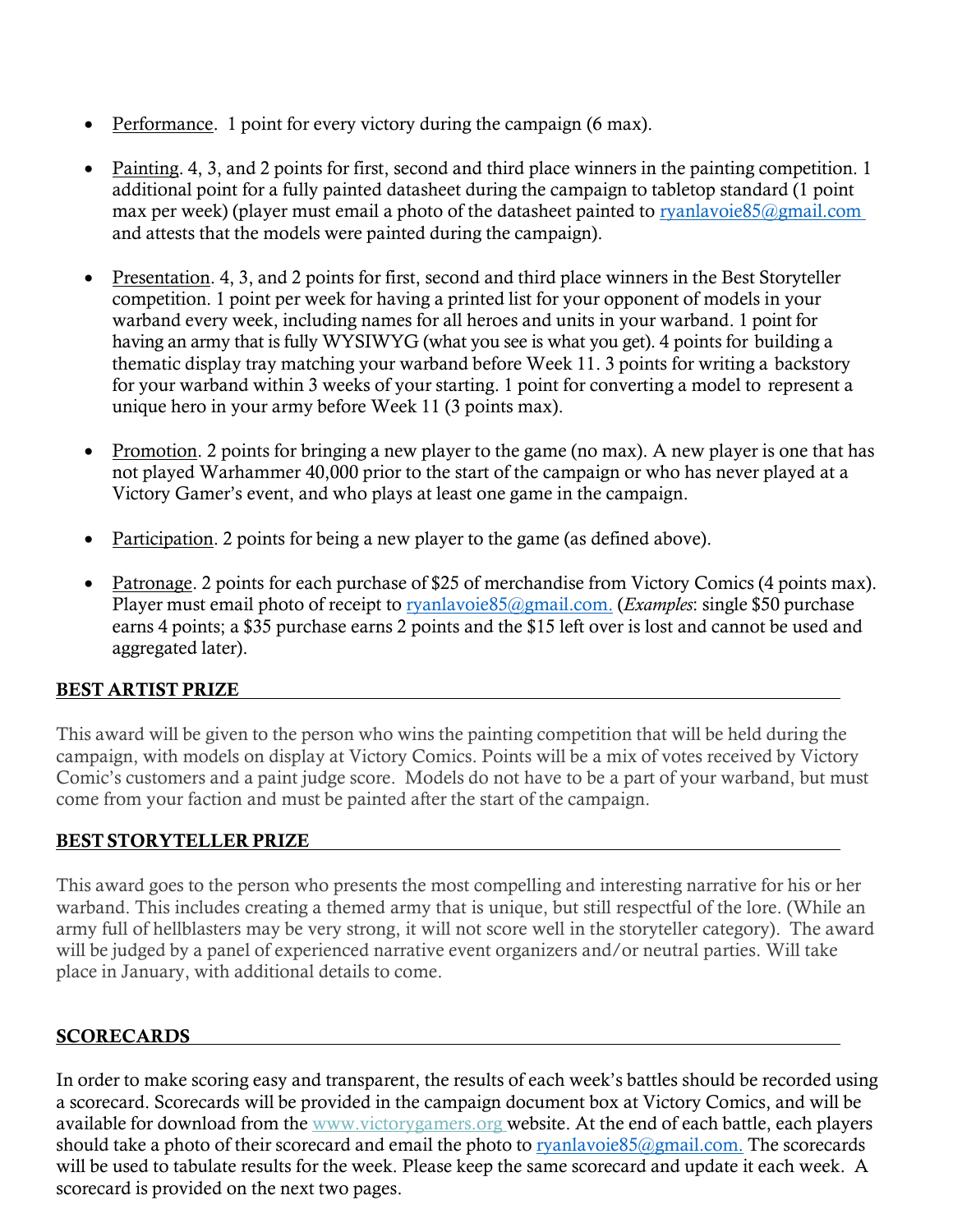- Performance. 1 point for every victory during the campaign (6 max).

- Painting. 4, 3, and 2 points for first, second and third place winners in the painting competition. 1 additional point for a fully painted datasheet during the campaign to tabletop standard (1 point max per week) (player must email a photo of the datasheet painted to ryanlavoie85@gmail.com and attests that the models were painted during the campaign).

- Presentation. 4, 3, and 2 points for first, second and third place winners in the Best Storyteller competition. 1 point per week for having a printed list for your opponent of models in your warband every week, including names for all heroes and units in your warband. 1 point for having an army that is fully WYSIWYG (what you see is what you get). 4 points for building a thematic display tray matching your warband before Week 11. 3 points for writing a backstory for your warband within 3 weeks of your starting. 1 point for converting a model to represent a unique hero in your army before Week 11 (3 points max).

- Promotion. 2 points for bringing a new player to the game (no max). A new player is one that has not played Warhammer 40,000 prior to the start of the campaign or who has never played at a Victory Gamer's event, and who plays at least one game in the campaign.

- Participation. 2 points for being a new player to the game (as defined above).

- Patronage. 2 points for each purchase of $25 of merchandise from Victory Comics (4 points max). Player must email photo of receipt to ryanlavoie85@gmail.com. (*Examples*: single $50 purchase earns 4 points; a $35 purchase earns 2 points and the $15 left over is lost and cannot be used and aggregated later).

## BEST ARTIST PRIZE

This award will be given to the person who wins the painting competition that will be held during the campaign, with models on display at Victory Comics. Points will be a mix of votes received by Victory Comic's customers and a paint judge score. Models do not have to be a part of your warband, but must come from your faction and must be painted after the start of the campaign.

## BEST STORYTELLER PRIZE

This award goes to the person who presents the most compelling and interesting narrative for his or her warband. This includes creating a themed army that is unique, but still respectful of the lore. (While an army full of hellblasters may be very strong, it will not score well in the storyteller category). The award will be judged by a panel of experienced narrative event organizers and/or neutral parties. Will take place in January, with additional details to come.

## SCORECARDS

In order to make scoring easy and transparent, the results of each week's battles should be recorded using a scorecard. Scorecards will be provided in the campaign document box at Victory Comics, and will be available for download from the www.victorygamers.org website. At the end of each battle, each players should take a photo of their scorecard and email the photo to ryanlavoie85@gmail.com. The scorecards will be used to tabulate results for the week. Please keep the same scorecard and update it each week. A scorecard is provided on the next two pages.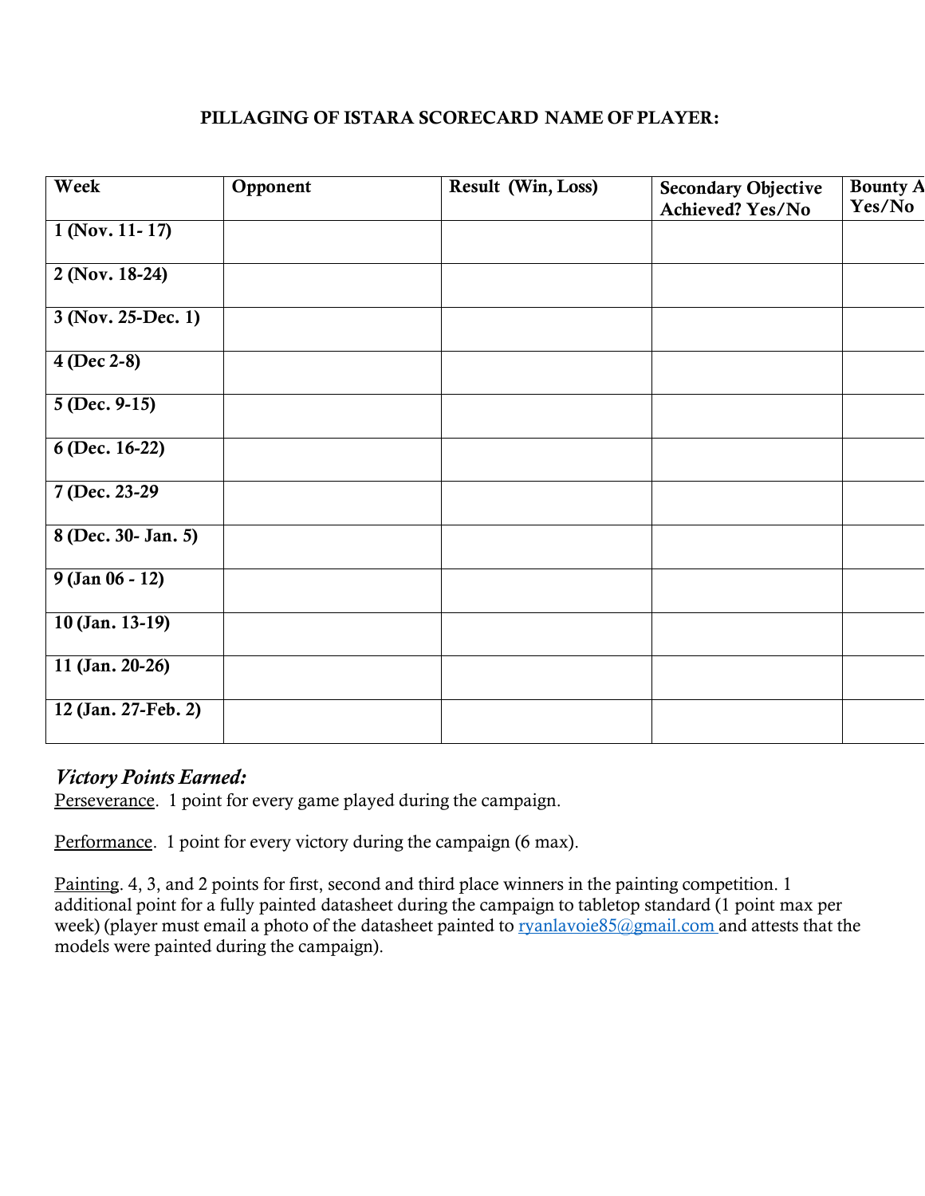**PILLAGING OF ISTARA SCORECARD NAME OF PLAYER:**

| Week | Opponent | Result (Win, Loss) | Secondary Objective Achieved? Yes/No | Bounty A Yes/No |
|---|---|---|---|---|
| 1 (Nov. 11- 17) | | | | |
| 2 (Nov. 18-24) | | | | |
| 3 (Nov. 25-Dec. 1) | | | | |
| 4 (Dec 2-8) | | | | |
| 5 (Dec. 9-15) | | | | |
| 6 (Dec. 16-22) | | | | |
| 7 (Dec. 23-29 | | | | |
| 8 (Dec. 30- Jan. 5) | | | | |
| 9 (Jan 06 - 12) | | | | |
| 10 (Jan. 13-19) | | | | |
| 11 (Jan. 20-26) | | | | |
| 12 (Jan. 27-Feb. 2) | | | | |

***Victory Points Earned:***

Perseverance. 1 point for every game played during the campaign.

Performance. 1 point for every victory during the campaign (6 max).

Painting. 4, 3, and 2 points for first, second and third place winners in the painting competition. 1 additional point for a fully painted datasheet during the campaign to tabletop standard (1 point max per week) (player must email a photo of the datasheet painted to ryanlavoie85@gmail.com and attests that the models were painted during the campaign).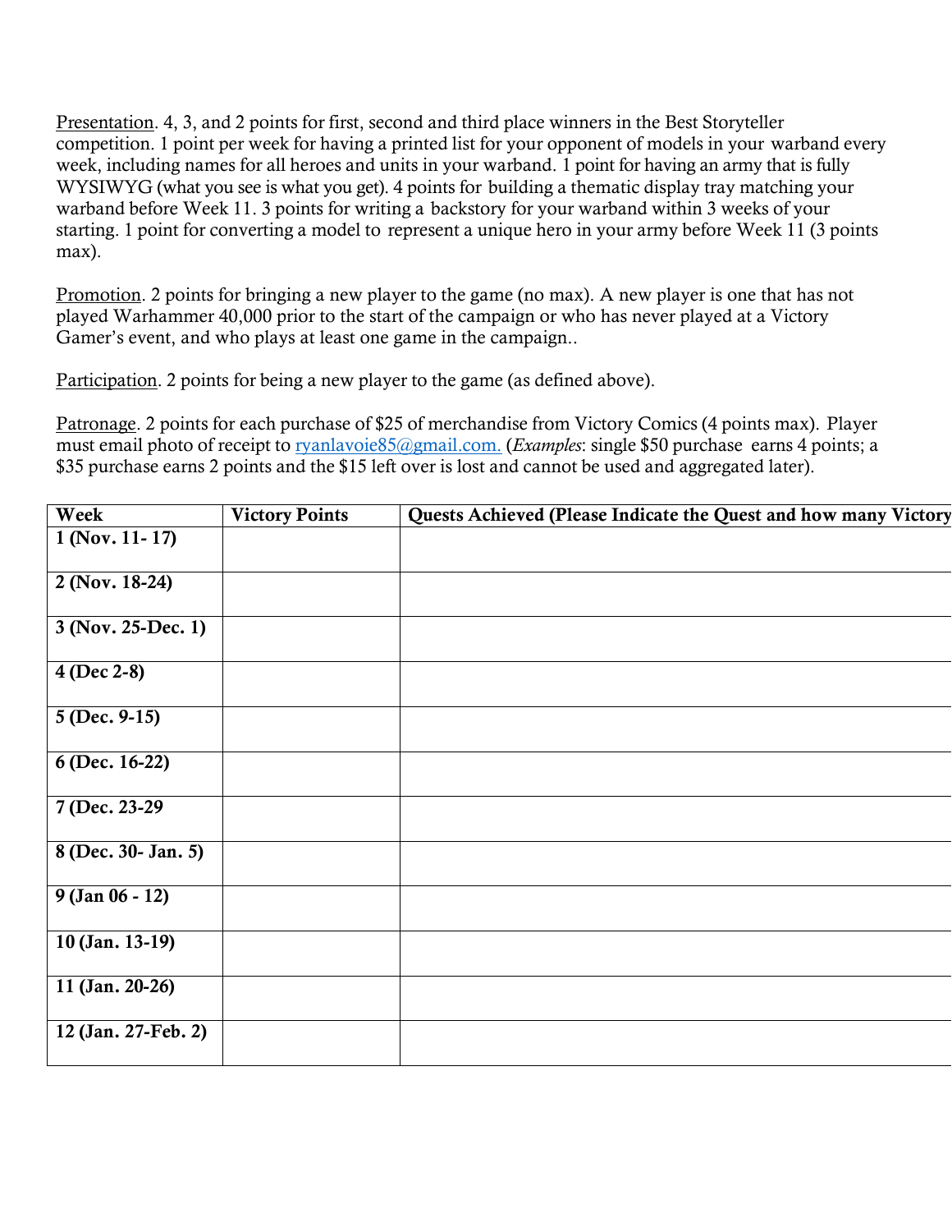Presentation. 4, 3, and 2 points for first, second and third place winners in the Best Storyteller competition. 1 point per week for having a printed list for your opponent of models in your warband every week, including names for all heroes and units in your warband. 1 point for having an army that is fully WYSIWYG (what you see is what you get). 4 points for building a thematic display tray matching your warband before Week 11. 3 points for writing a backstory for your warband within 3 weeks of your starting. 1 point for converting a model to represent a unique hero in your army before Week 11 (3 points max).

Promotion. 2 points for bringing a new player to the game (no max). A new player is one that has not played Warhammer 40,000 prior to the start of the campaign or who has never played at a Victory Gamer's event, and who plays at least one game in the campaign..

Participation. 2 points for being a new player to the game (as defined above).

Patronage. 2 points for each purchase of $25 of merchandise from Victory Comics (4 points max). Player must email photo of receipt to ryanlavoie85@gmail.com. (*Examples*: single $50 purchase earns 4 points; a $35 purchase earns 2 points and the $15 left over is lost and cannot be used and aggregated later).

| Week | Victory Points | Quests Achieved (Please Indicate the Quest and how many Victory |
|---|---|---|
| 1 (Nov. 11- 17) | | |
| 2 (Nov. 18-24) | | |
| 3 (Nov. 25-Dec. 1) | | |
| 4 (Dec 2-8) | | |
| 5 (Dec. 9-15) | | |
| 6 (Dec. 16-22) | | |
| 7 (Dec. 23-29 | | |
| 8 (Dec. 30- Jan. 5) | | |
| 9 (Jan 06 - 12) | | |
| 10 (Jan. 13-19) | | |
| 11 (Jan. 20-26) | | |
| 12 (Jan. 27-Feb. 2) | | |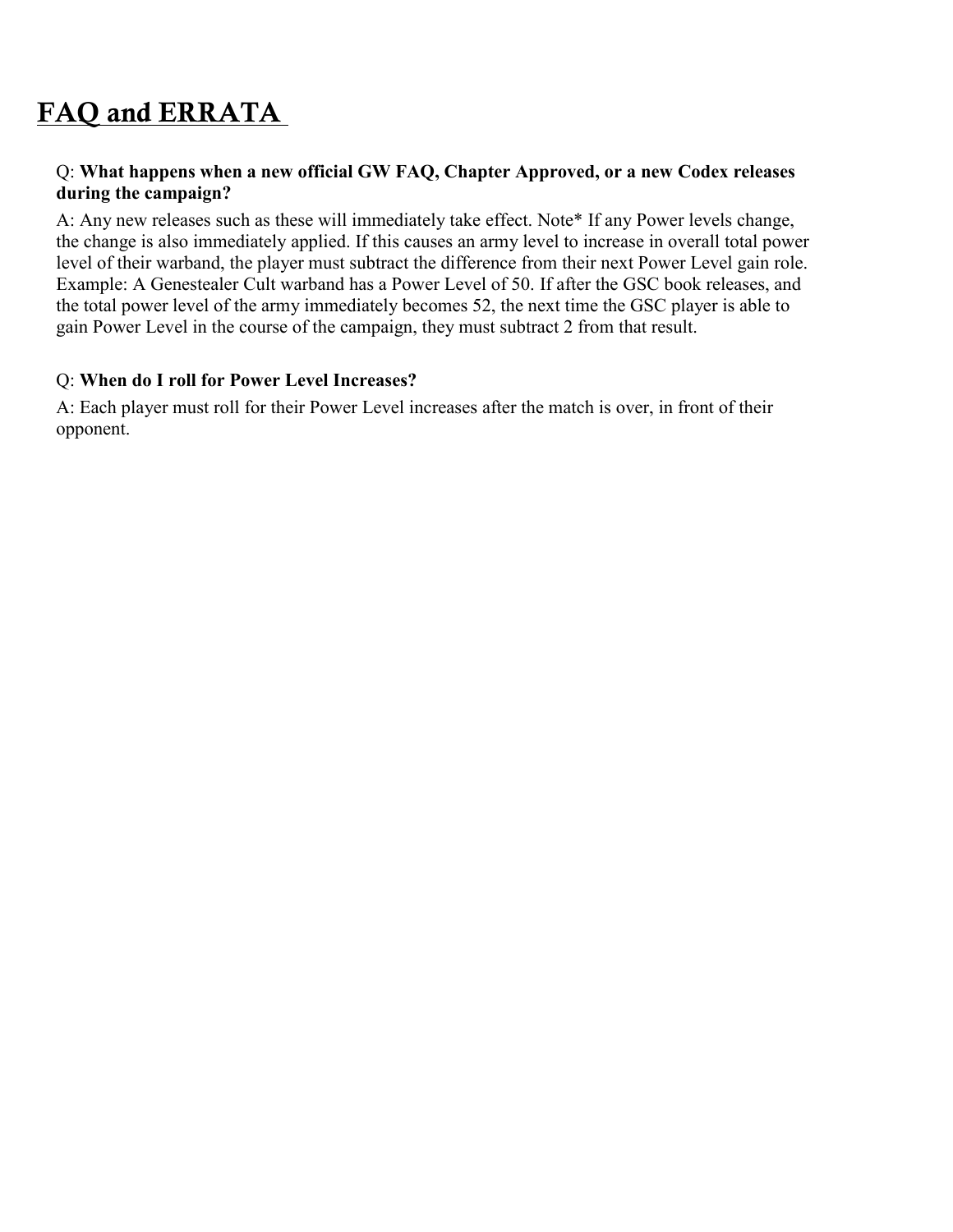# FAQ and ERRATA

Q: **What happens when a new official GW FAQ, Chapter Approved, or a new Codex releases during the campaign?**

A: Any new releases such as these will immediately take effect. Note* If any Power levels change, the change is also immediately applied. If this causes an army level to increase in overall total power level of their warband, the player must subtract the difference from their next Power Level gain role. Example: A Genestealer Cult warband has a Power Level of 50. If after the GSC book releases, and the total power level of the army immediately becomes 52, the next time the GSC player is able to gain Power Level in the course of the campaign, they must subtract 2 from that result.

Q: **When do I roll for Power Level Increases?**

A: Each player must roll for their Power Level increases after the match is over, in front of their opponent.